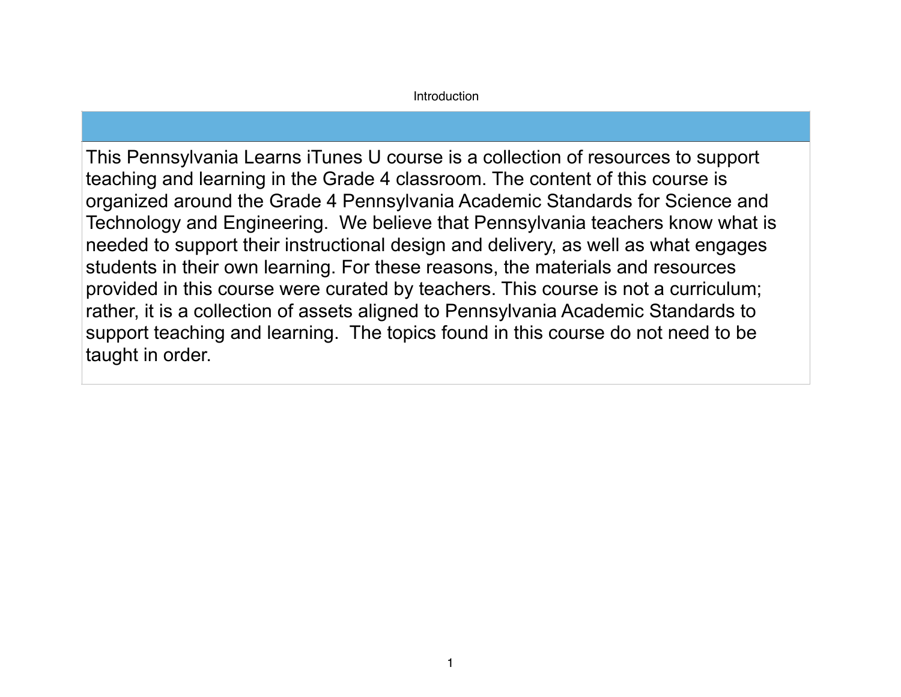## Introduction

This Pennsylvania Learns iTunes U course is a collection of resources to support teaching and learning in the Grade 4 classroom. The content of this course is organized around the Grade 4 Pennsylvania Academic Standards for Science and Technology and Engineering. We believe that Pennsylvania teachers know what is needed to support their instructional design and delivery, as well as what engages students in their own learning. For these reasons, the materials and resources provided in this course were curated by teachers. This course is not a curriculum; rather, it is a collection of assets aligned to Pennsylvania Academic Standards to support teaching and learning. The topics found in this course do not need to be taught in order.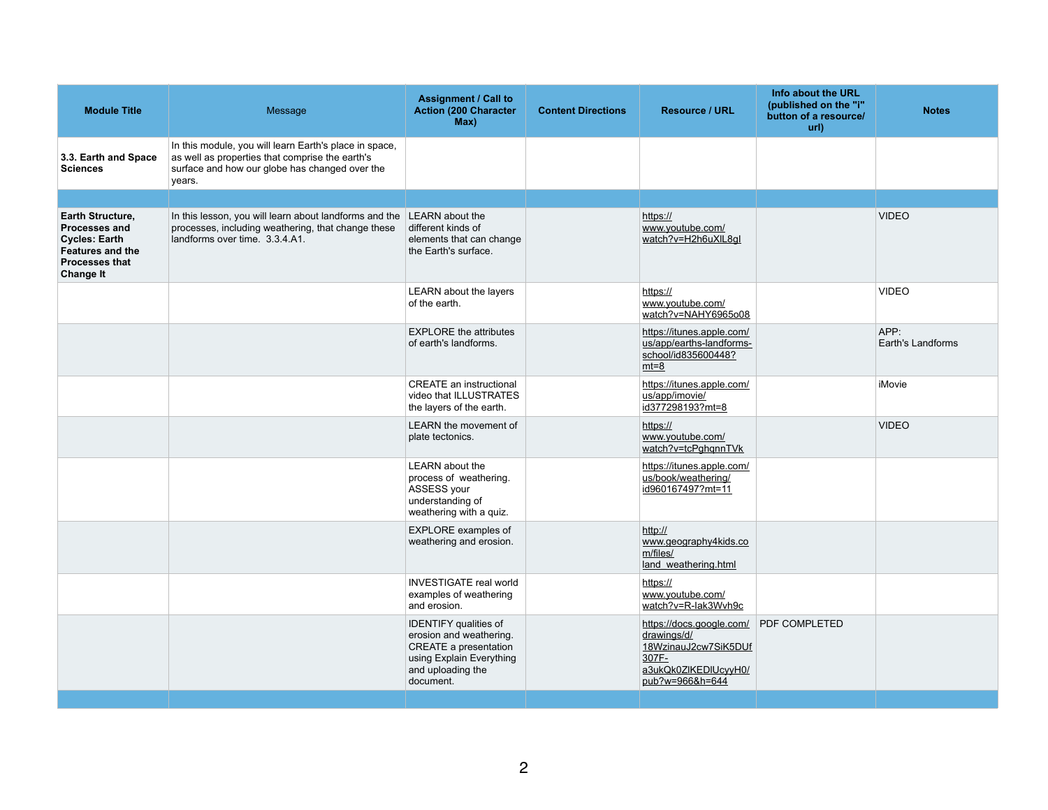| Module Title | Message | Assignment / Call to Action (200 Character Max) | Content Directions | Resource / URL | Info about the URL (published on the "i" button of a resource/ url) | Notes |
|---|---|---|---|---|---|---|
| **3.3. Earth and Space Sciences** | In this module, you will learn Earth's place in space, as well as properties that comprise the earth's surface and how our globe has changed over the years. | | | | | |
| | | | | | | |
| **Earth Structure, Processes and Cycles: Earth Features and the Processes that Change It** | In this lesson, you will learn about landforms and the processes, including weathering, that change these landforms over time. 3.3.4.A1. | LEARN about the different kinds of elements that can change the Earth's surface. | | https://www.youtube.com/watch?v=H2h6uXlL8gI | | VIDEO |
| | | LEARN about the layers of the earth. | | https://www.youtube.com/watch?v=NAHY6965o08 | | VIDEO |
| | | EXPLORE the attributes of earth's landforms. | | https://itunes.apple.com/us/app/earths-landforms-school/id835600448?mt=8 | | APP: Earth's Landforms |
| | | CREATE an instructional video that ILLUSTRATES the layers of the earth. | | https://itunes.apple.com/us/app/imovie/id377298193?mt=8 | | iMovie |
| | | LEARN the movement of plate tectonics. | | https://www.youtube.com/watch?v=tcPghqnnTVk | | VIDEO |
| | | LEARN about the process of weathering. ASSESS your understanding of weathering with a quiz. | | https://itunes.apple.com/us/book/weathering/id960167497?mt=11 | | |
| | | EXPLORE examples of weathering and erosion. | | http://www.geography4kids.com/files/land_weathering.html | | |
| | | INVESTIGATE real world examples of weathering and erosion. | | https://www.youtube.com/watch?v=R-lak3Wvh9c | | |
| | | IDENTIFY qualities of erosion and weathering. CREATE a presentation using Explain Everything and uploading the document. | | https://docs.google.com/drawings/d/18WzinauJ2cw7SiK5DUf307F-a3ukQk0ZlKEDlUcyyH0/pub?w=966&h=644 | PDF COMPLETED | |
| | | | | | | |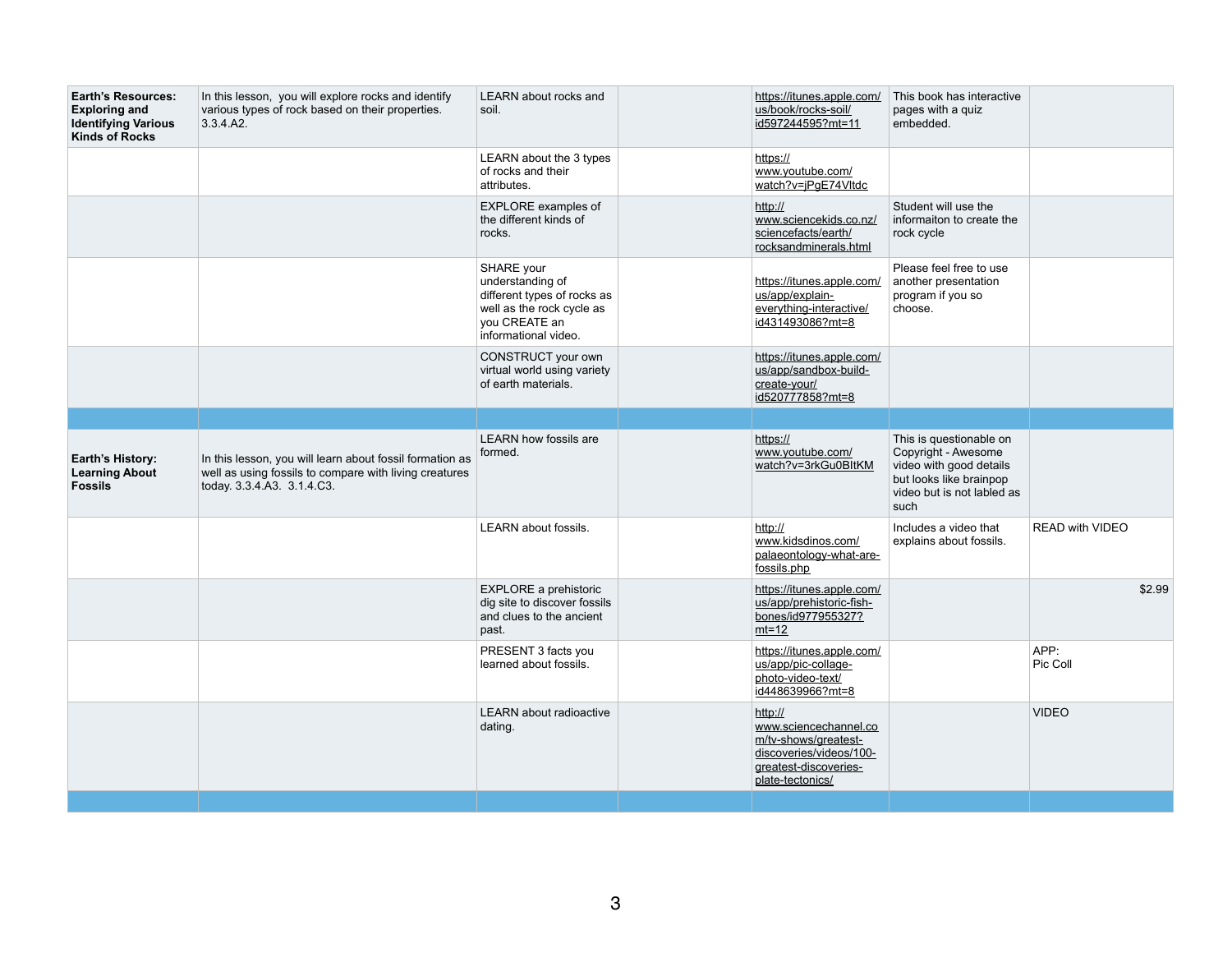| | | | | | | |
|---|---|---|---|---|---|---|
| **Earth's Resources: Exploring and Identifying Various Kinds of Rocks** | In this lesson, you will explore rocks and identify various types of rock based on their properties. 3.3.4.A2. | LEARN about rocks and soil. | | https://itunes.apple.com/us/book/rocks-soil/id597244595?mt=11 | This book has interactive pages with a quiz embedded. | |
| | | LEARN about the 3 types of rocks and their attributes. | | https://www.youtube.com/watch?v=jPgE74Vltdc | | |
| | | EXPLORE examples of the different kinds of rocks. | | http://www.sciencekids.co.nz/sciencefacts/earth/rocksandminerals.html | Student will use the informaiton to create the rock cycle | |
| | | SHARE your understanding of different types of rocks as well as the rock cycle as you CREATE an informational video. | | https://itunes.apple.com/us/app/explain-everything-interactive/id431493086?mt=8 | Please feel free to use another presentation program if you so choose. | |
| | | CONSTRUCT your own virtual world using variety of earth materials. | | https://itunes.apple.com/us/app/sandbox-build-create-your/id520777858?mt=8 | | |
| | | | | | | |
| **Earth's History: Learning About Fossils** | In this lesson, you will learn about fossil formation as well as using fossils to compare with living creatures today. 3.3.4.A3. 3.1.4.C3. | LEARN how fossils are formed. | | https://www.youtube.com/watch?v=3rkGu0BItKM | This is questionable on Copyright - Awesome video with good details but looks like brainpop video but is not labled as such | |
| | | LEARN about fossils. | | http://www.kidsdinos.com/palaeontology-what-are-fossils.php | Includes a video that explains about fossils. | READ with VIDEO |
| | | EXPLORE a prehistoric dig site to discover fossils and clues to the ancient past. | | https://itunes.apple.com/us/app/prehistoric-fish-bones/id977955327?mt=12 | | $2.99 |
| | | PRESENT 3 facts you learned about fossils. | | https://itunes.apple.com/us/app/pic-collage-photo-video-text/id448639966?mt=8 | | APP: Pic Coll |
| | | LEARN about radioactive dating. | | http://www.sciencechannel.com/tv-shows/greatest-discoveries/videos/100-greatest-discoveries-plate-tectonics/ | | VIDEO |
| | | | | | | |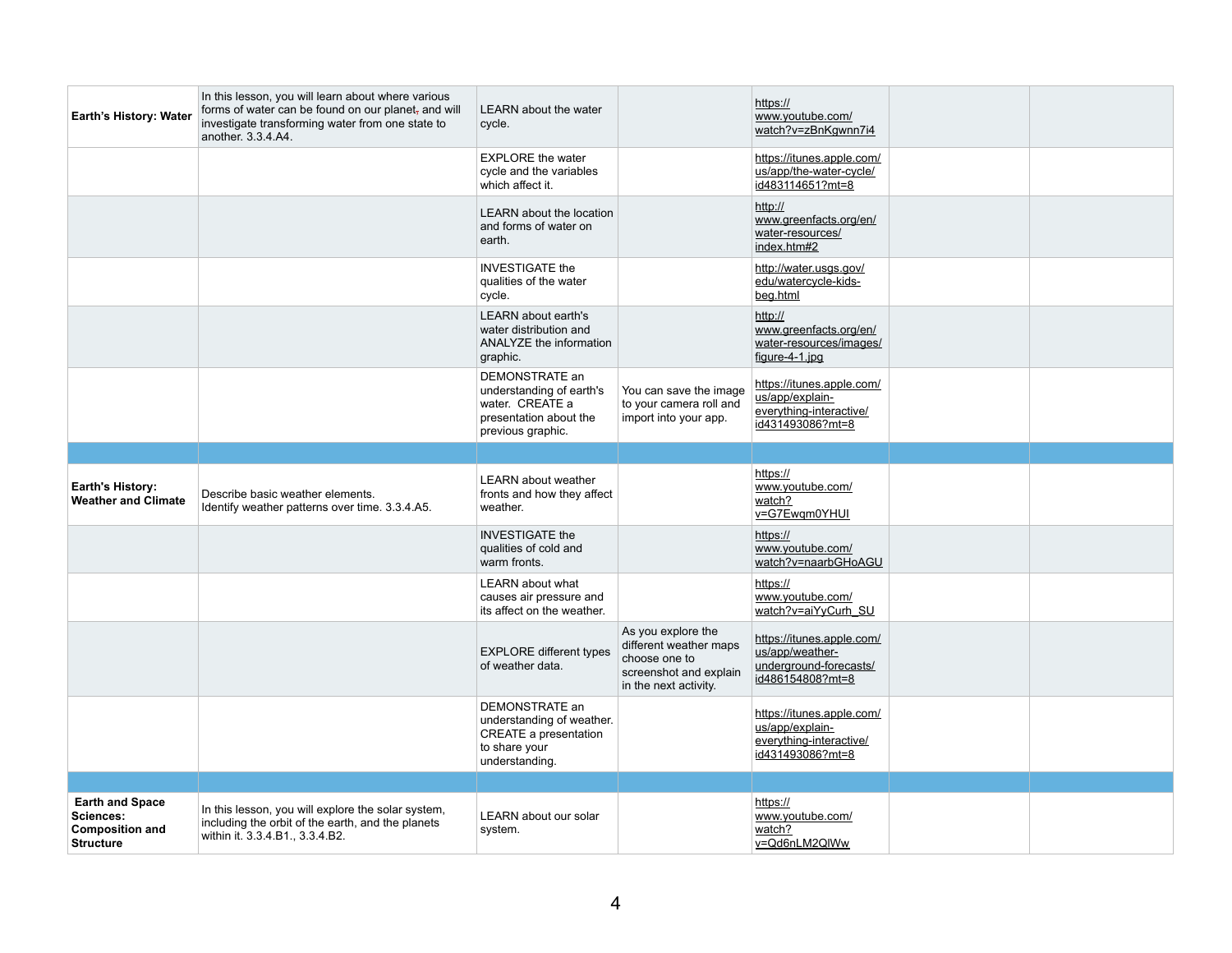| | | | | | | |
|---|---|---|---|---|---|---|
| **Earth's History: Water** | In this lesson, you will learn about where various forms of water can be found on our planet, and will investigate transforming water from one state to another. 3.3.4.A4. | LEARN about the water cycle. | | https://www.youtube.com/watch?v=zBnKgwnn7i4 | | |
| | | EXPLORE the water cycle and the variables which affect it. | | https://itunes.apple.com/us/app/the-water-cycle/id483114651?mt=8 | | |
| | | LEARN about the location and forms of water on earth. | | http://www.greenfacts.org/en/water-resources/index.htm#2 | | |
| | | INVESTIGATE the qualities of the water cycle. | | http://water.usgs.gov/edu/watercycle-kids-beg.html | | |
| | | LEARN about earth's water distribution and ANALYZE the information graphic. | | http://www.greenfacts.org/en/water-resources/images/figure-4-1.jpg | | |
| | | DEMONSTRATE an understanding of earth's water. CREATE a presentation about the previous graphic. | You can save the image to your camera roll and import into your app. | https://itunes.apple.com/us/app/explain-everything-interactive/id431493086?mt=8 | | |
| | | | | | | |
| **Earth's History: Weather and Climate** | Describe basic weather elements. Identify weather patterns over time. 3.3.4.A5. | LEARN about weather fronts and how they affect weather. | | https://www.youtube.com/watch?v=G7Ewqm0YHUI | | |
| | | INVESTIGATE the qualities of cold and warm fronts. | | https://www.youtube.com/watch?v=naarbGHoAGU | | |
| | | LEARN about what causes air pressure and its affect on the weather. | | https://www.youtube.com/watch?v=aiYyCurh_SU | | |
| | | EXPLORE different types of weather data. | As you explore the different weather maps choose one to screenshot and explain in the next activity. | https://itunes.apple.com/us/app/weather-underground-forecasts/id486154808?mt=8 | | |
| | | DEMONSTRATE an understanding of weather. CREATE a presentation to share your understanding. | | https://itunes.apple.com/us/app/explain-everything-interactive/id431493086?mt=8 | | |
| | | | | | | |
| **Earth and Space Sciences: Composition and Structure** | In this lesson, you will explore the solar system, including the orbit of the earth, and the planets within it. 3.3.4.B1., 3.3.4.B2. | LEARN about our solar system. | | https://www.youtube.com/watch?v=Qd6nLM2QlWw | | |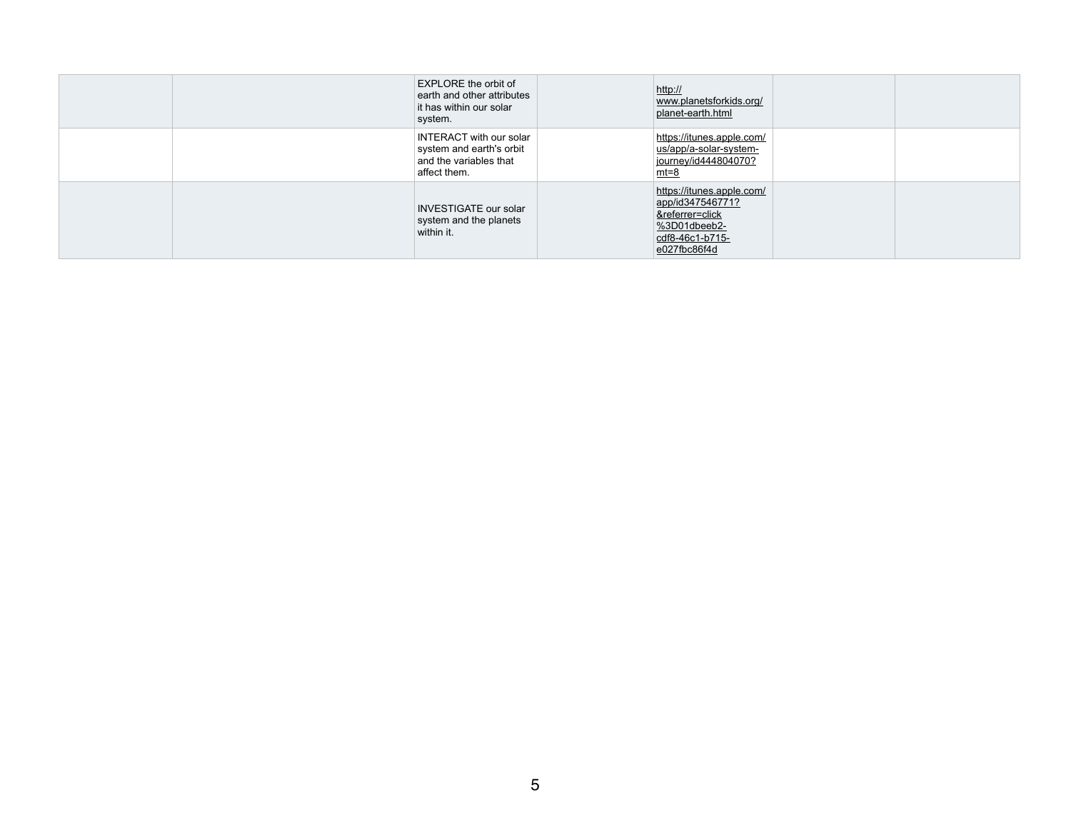| | | | | | | |
|---|---|---|---|---|---|---|
| | | EXPLORE the orbit of earth and other attributes it has within our solar system. | | http://www.planetsforkids.org/planet-earth.html | | |
| | | INTERACT with our solar system and earth's orbit and the variables that affect them. | | https://itunes.apple.com/us/app/a-solar-system-journey/id444804070?mt=8 | | |
| | | INVESTIGATE our solar system and the planets within it. | | https://itunes.apple.com/app/id347546771?&referrer=click%3D01dbeeb2-cdf8-46c1-b715-e027fbc86f4d | | |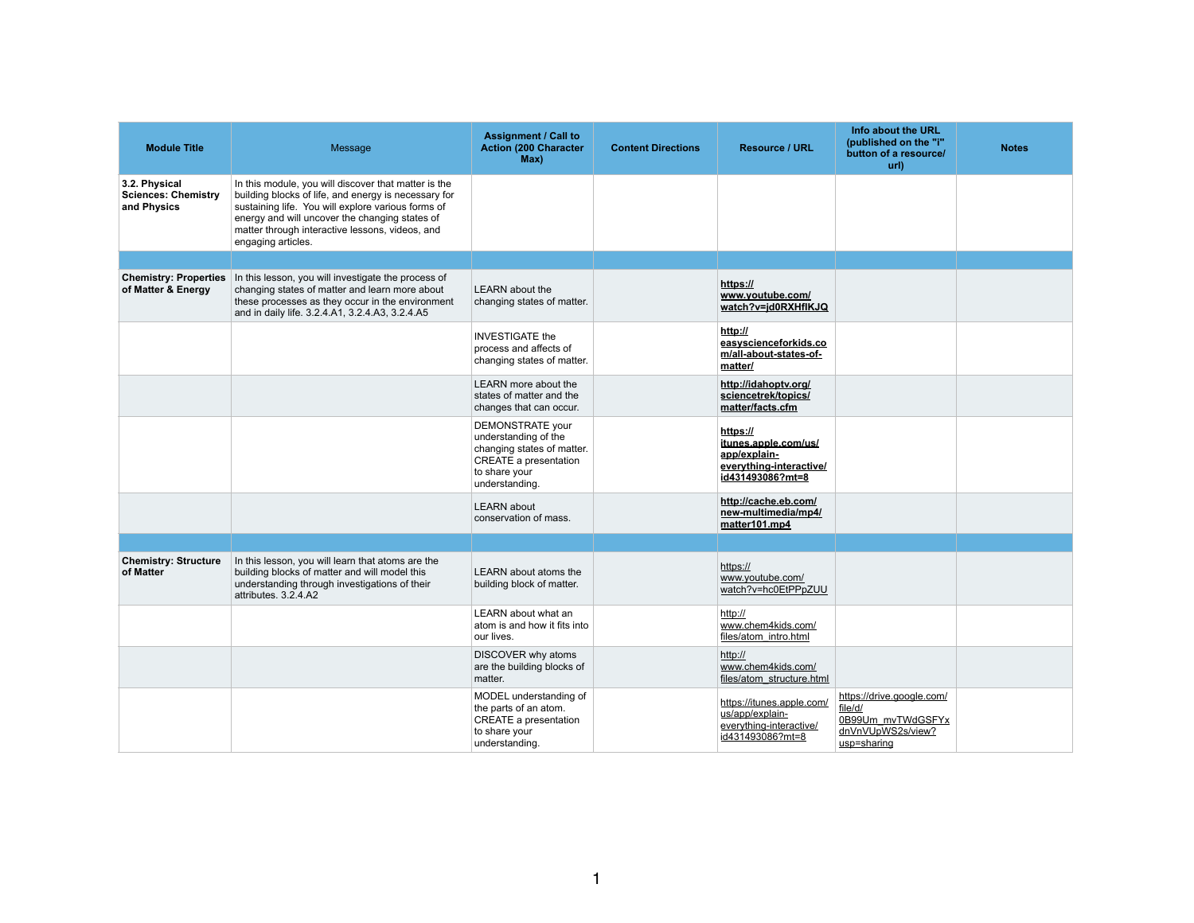| Module Title | Message | Assignment / Call to Action (200 Character Max) | Content Directions | Resource / URL | Info about the URL (published on the "i" button of a resource/ url) | Notes |
|---|---|---|---|---|---|---|
| **3.2. Physical Sciences: Chemistry and Physics** | In this module, you will discover that matter is the building blocks of life, and energy is necessary for sustaining life. You will explore various forms of energy and will uncover the changing states of matter through interactive lessons, videos, and engaging articles. | | | | | |
| | | | | | | |
| **Chemistry: Properties of Matter & Energy** | In this lesson, you will investigate the process of changing states of matter and learn more about these processes as they occur in the environment and in daily life. 3.2.4.A1, 3.2.4.A3, 3.2.4.A5 | LEARN about the changing states of matter. | | **https://www.youtube.com/watch?v=jd0RXHflKJQ** | | |
| | | INVESTIGATE the process and affects of changing states of matter. | | **http://easyscienceforkids.com/all-about-states-of-matter/** | | |
| | | LEARN more about the states of matter and the changes that can occur. | | **http://idahoptv.org/sciencetrek/topics/matter/facts.cfm** | | |
| | | DEMONSTRATE your understanding of the changing states of matter. CREATE a presentation to share your understanding. | | **https://itunes.apple.com/us/app/explain-everything-interactive/id431493086?mt=8** | | |
| | | LEARN about conservation of mass. | | **http://cache.eb.com/new-multimedia/mp4/matter101.mp4** | | |
| | | | | | | |
| **Chemistry: Structure of Matter** | In this lesson, you will learn that atoms are the building blocks of matter and will model this understanding through investigations of their attributes. 3.2.4.A2 | LEARN about atoms the building block of matter. | | https://www.youtube.com/watch?v=hc0EtPPpZUU | | |
| | | LEARN about what an atom is and how it fits into our lives. | | http://www.chem4kids.com/files/atom_intro.html | | |
| | | DISCOVER why atoms are the building blocks of matter. | | http://www.chem4kids.com/files/atom_structure.html | | |
| | | MODEL understanding of the parts of an atom. CREATE a presentation to share your understanding. | | https://itunes.apple.com/us/app/explain-everything-interactive/id431493086?mt=8 | https://drive.google.com/file/d/0B99Um_mvTWdGSFYxdnVnVUpWS2s/view?usp=sharing | |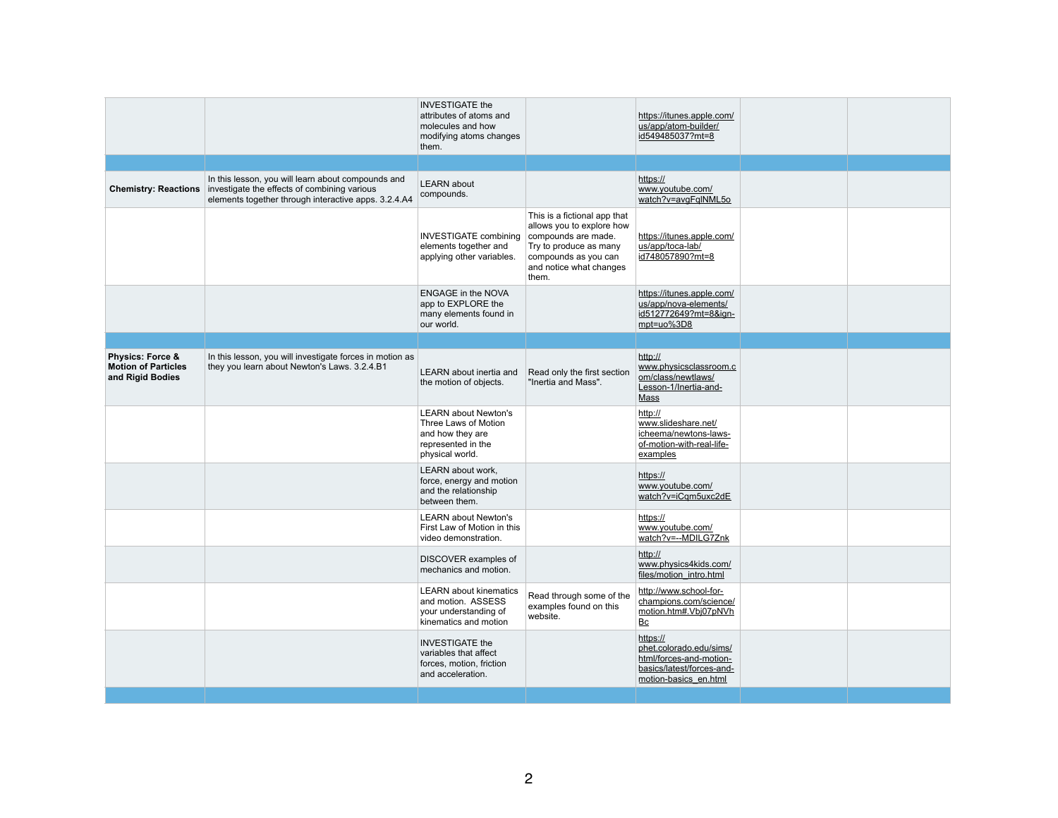| | | | | | | |
|---|---|---|---|---|---|---|
| | | INVESTIGATE the attributes of atoms and molecules and how modifying atoms changes them. | | https://itunes.apple.com/us/app/atom-builder/id549485037?mt=8 | | |
| | | | | | | |
| **Chemistry: Reactions** | In this lesson, you will learn about compounds and investigate the effects of combining various elements together through interactive apps. 3.2.4.A4 | LEARN about compounds. | | https://www.youtube.com/watch?v=avgFqlNML5o | | |
| | | INVESTIGATE combining elements together and applying other variables. | This is a fictional app that allows you to explore how compounds are made. Try to produce as many compounds as you can and notice what changes them. | https://itunes.apple.com/us/app/toca-lab/id748057890?mt=8 | | |
| | | ENGAGE in the NOVA app to EXPLORE the many elements found in our world. | | https://itunes.apple.com/us/app/nova-elements/id512772649?mt=8&ign-mpt=uo%3D8 | | |
| | | | | | | |
| **Physics: Force & Motion of Particles and Rigid Bodies** | In this lesson, you will investigate forces in motion as they you learn about Newton's Laws. 3.2.4.B1 | LEARN about inertia and the motion of objects. | Read only the first section "Inertia and Mass". | http://www.physicsclassroom.com/class/newtlaws/Lesson-1/Inertia-and-Mass | | |
| | | LEARN about Newton's Three Laws of Motion and how they are represented in the physical world. | | http://www.slideshare.net/icheema/newtons-laws-of-motion-with-real-life-examples | | |
| | | LEARN about work, force, energy and motion and the relationship between them. | | https://www.youtube.com/watch?v=iCqm5uxc2dE | | |
| | | LEARN about Newton's First Law of Motion in this video demonstration. | | https://www.youtube.com/watch?v=-MDILG7Znk | | |
| | | DISCOVER examples of mechanics and motion. | | http://www.physics4kids.com/files/motion_intro.html | | |
| | | LEARN about kinematics and motion. ASSESS your understanding of kinematics and motion | Read through some of the examples found on this website. | http://www.school-for-champions.com/science/motion.htm#.Vbj07pNVhBc | | |
| | | INVESTIGATE the variables that affect forces, motion, friction and acceleration. | | https://phet.colorado.edu/sims/html/forces-and-motion-basics/latest/forces-and-motion-basics_en.html | | |
| | | | | | | |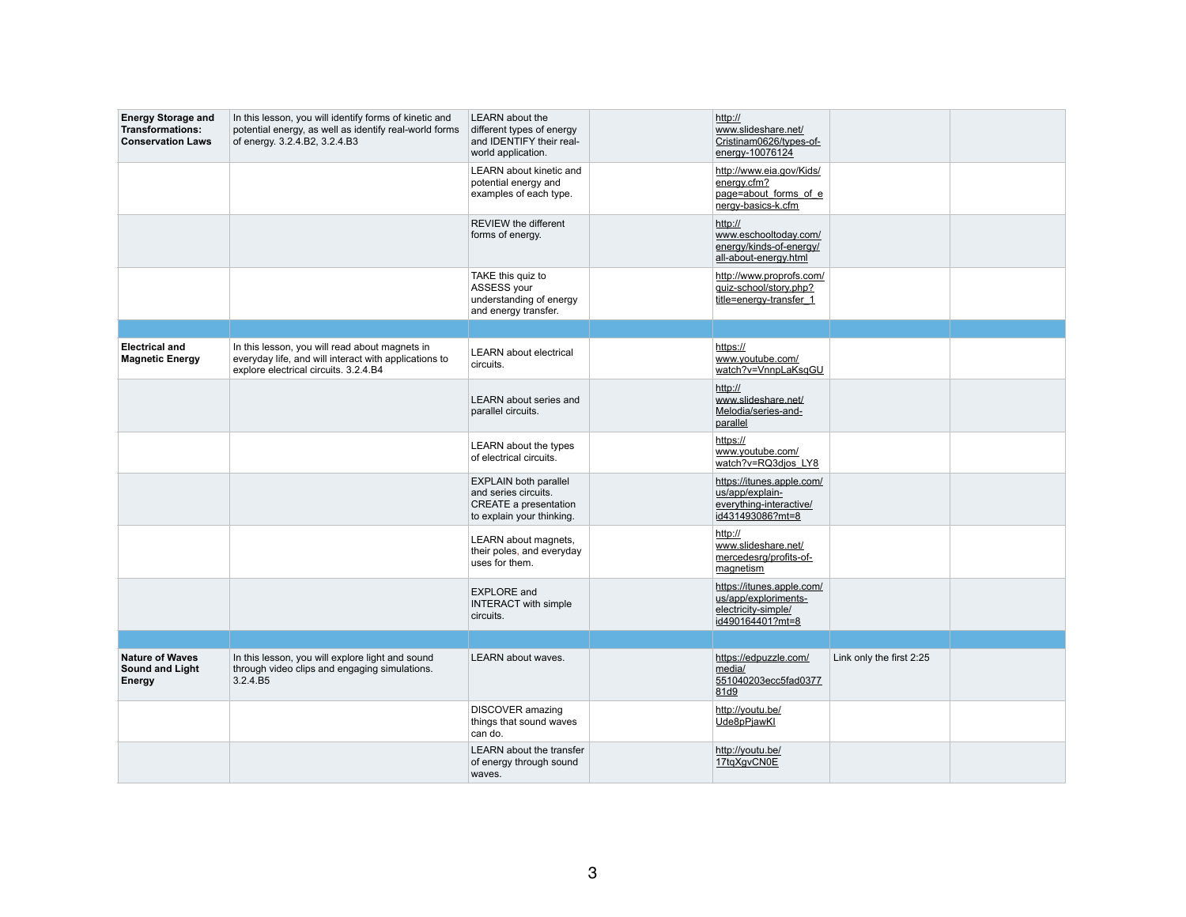| | | | | | | |
|---|---|---|---|---|---|---|
| **Energy Storage and Transformations: Conservation Laws** | In this lesson, you will identify forms of kinetic and potential energy, as well as identify real-world forms of energy. 3.2.4.B2, 3.2.4.B3 | LEARN about the different types of energy and IDENTIFY their real-world application. | | http://www.slideshare.net/Cristinam0626/types-of-energy-10076124 | | |
| | | LEARN about kinetic and potential energy and examples of each type. | | http://www.eia.gov/Kids/energy.cfm?page=about_forms_of_energy-basics-k.cfm | | |
| | | REVIEW the different forms of energy. | | http://www.eschooltoday.com/energy/kinds-of-energy/all-about-energy.html | | |
| | | TAKE this quiz to ASSESS your understanding of energy and energy transfer. | | http://www.proprofs.com/quiz-school/story.php?title=energy-transfer_1 | | |
| | | | | | | |
| **Electrical and Magnetic Energy** | In this lesson, you will read about magnets in everyday life, and will interact with applications to explore electrical circuits. 3.2.4.B4 | LEARN about electrical circuits. | | https://www.youtube.com/watch?v=VnnpLaKsqGU | | |
| | | LEARN about series and parallel circuits. | | http://www.slideshare.net/Melodia/series-and-parallel | | |
| | | LEARN about the types of electrical circuits. | | https://www.youtube.com/watch?v=RQ3djos_LY8 | | |
| | | EXPLAIN both parallel and series circuits. CREATE a presentation to explain your thinking. | | https://itunes.apple.com/us/app/explain-everything-interactive/id431493086?mt=8 | | |
| | | LEARN about magnets, their poles, and everyday uses for them. | | http://www.slideshare.net/mercedesrg/profits-of-magnetism | | |
| | | EXPLORE and INTERACT with simple circuits. | | https://itunes.apple.com/us/app/exploriments-electricity-simple/id490164401?mt=8 | | |
| | | | | | | |
| **Nature of Waves Sound and Light Energy** | In this lesson, you will explore light and sound through video clips and engaging simulations. 3.2.4.B5 | LEARN about waves. | | https://edpuzzle.com/media/551040203ecc5fad037781d9 | Link only the first 2:25 | |
| | | DISCOVER amazing things that sound waves can do. | | http://youtu.be/Ude8pPjawKI | | |
| | | LEARN about the transfer of energy through sound waves. | | http://youtu.be/17tqXgvCN0E | | |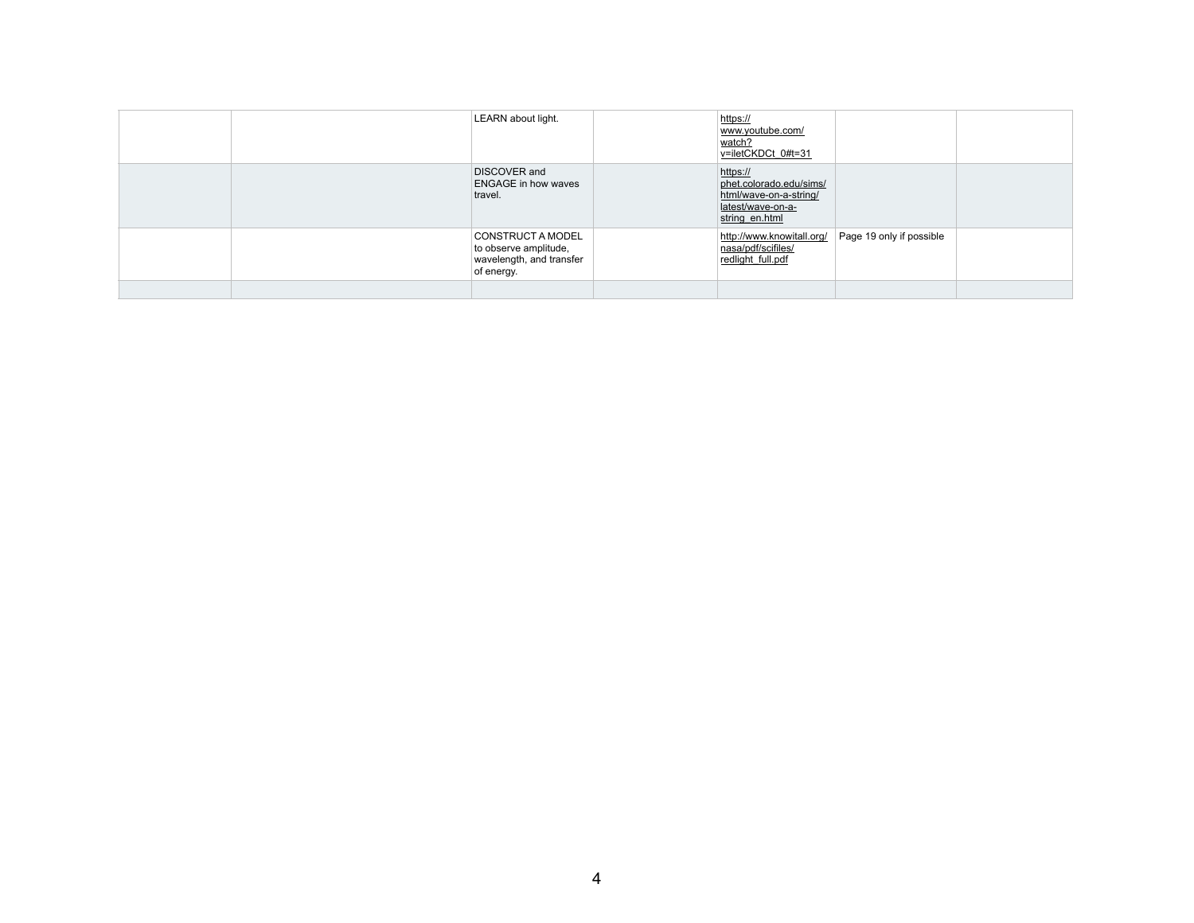| | | | | | | |
|---|---|---|---|---|---|---|
| | | LEARN about light. | | https://www.youtube.com/watch?v=iletCKDCt_0#t=31 | | |
| | | DISCOVER and ENGAGE in how waves travel. | | https://phet.colorado.edu/sims/html/wave-on-a-string/latest/wave-on-a-string_en.html | | |
| | | CONSTRUCT A MODEL to observe amplitude, wavelength, and transfer of energy. | | http://www.knowitall.org/nasa/pdf/scifiles/redlight_full.pdf | Page 19 only if possible | |
| | | | | | | |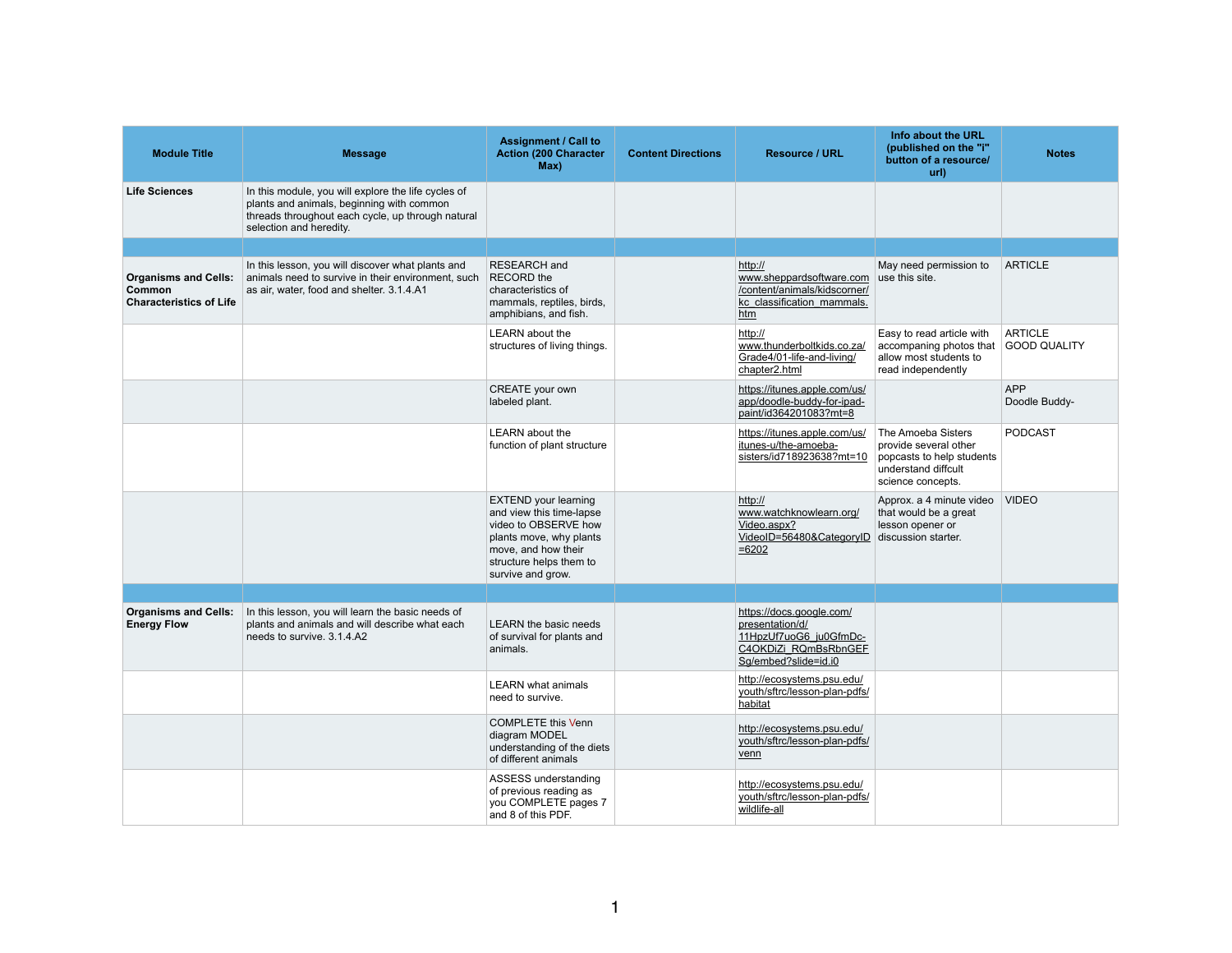| Module Title | Message | Assignment / Call to Action (200 Character Max) | Content Directions | Resource / URL | Info about the URL (published on the "i" button of a resource/ url) | Notes |
|---|---|---|---|---|---|---|
| **Life Sciences** | In this module, you will explore the life cycles of plants and animals, beginning with common threads throughout each cycle, up through natural selection and heredity. | | | | | |
| | | | | | | |
| **Organisms and Cells: Common Characteristics of Life** | In this lesson, you will discover what plants and animals need to survive in their environment, such as air, water, food and shelter. 3.1.4.A1 | RESEARCH and RECORD the characteristics of mammals, reptiles, birds, amphibians, and fish. | | http://www.sheppardsoftware.com/content/animals/kidscorner/kc_classification_mammals.htm | May need permission to use this site. | ARTICLE |
| | | LEARN about the structures of living things. | | http://www.thunderboltkids.co.za/Grade4/01-life-and-living/chapter2.html | Easy to read article with accompanying photos that allow most students to read independently | ARTICLE GOOD QUALITY |
| | | CREATE your own labeled plant. | | https://itunes.apple.com/us/app/doodle-buddy-for-ipad-paint/id364201083?mt=8 | | APP Doodle Buddy- |
| | | LEARN about the function of plant structure | | https://itunes.apple.com/us/itunes-u/the-amoeba-sisters/id718923638?mt=10 | The Amoeba Sisters provide several other popcasts to help students understand diffcult science concepts. | PODCAST |
| | | EXTEND your learning and view this time-lapse video to OBSERVE how plants move, why plants move, and how their structure helps them to survive and grow. | | http://www.watchknowlearn.org/Video.aspx?VideoID=56480&CategoryID=6202 | Approx. a 4 minute video that would be a great lesson opener or discussion starter. | VIDEO |
| | | | | | | |
| **Organisms and Cells: Energy Flow** | In this lesson, you will learn the basic needs of plants and animals and will describe what each needs to survive. 3.1.4.A2 | LEARN the basic needs of survival for plants and animals. | | https://docs.google.com/presentation/d/11HpzUf7uoG6_ju0GfmDc-C4OKDiZi_RQmBsRbnGEFSg/embed?slide=id.i0 | | |
| | | LEARN what animals need to survive. | | http://ecosystems.psu.edu/youth/sftrc/lesson-plan-pdfs/habitat | | |
| | | COMPLETE this Venn diagram MODEL understanding of the diets of different animals | | http://ecosystems.psu.edu/youth/sftrc/lesson-plan-pdfs/venn | | |
| | | ASSESS understanding of previous reading as you COMPLETE pages 7 and 8 of this PDF. | | http://ecosystems.psu.edu/youth/sftrc/lesson-plan-pdfs/wildlife-all | | |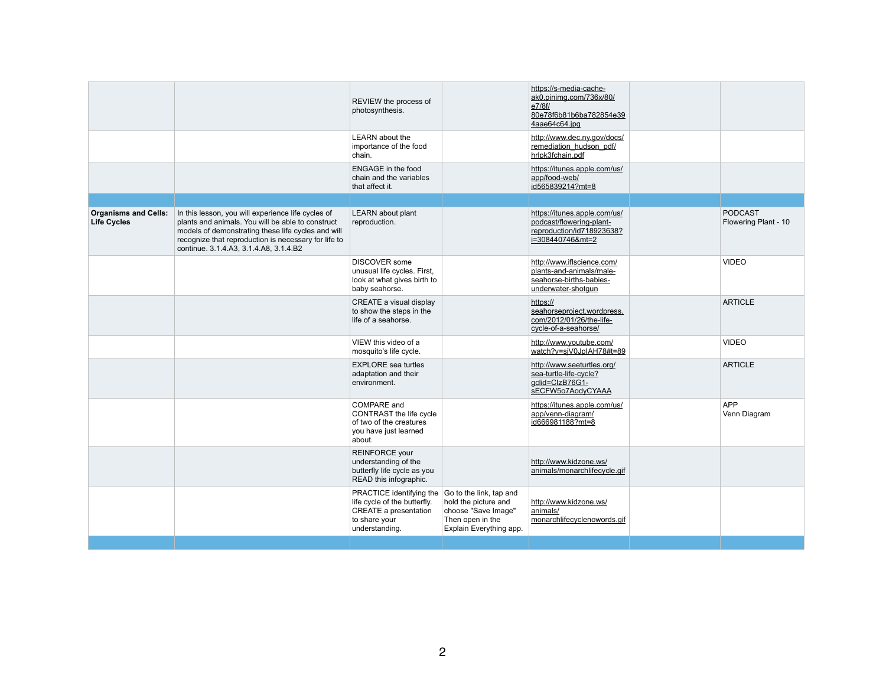| | | | | | | |
|---|---|---|---|---|---|---|
| | | REVIEW the process of photosynthesis. | | https://s-media-cache-ak0.pinimg.com/736x/80/e7/8f/80e78f6b81b6ba782854e394aae64c64.jpg | | |
| | | LEARN about the importance of the food chain. | | http://www.dec.ny.gov/docs/remediation_hudson_pdf/hrlpk3fchain.pdf | | |
| | | ENGAGE in the food chain and the variables that affect it. | | https://itunes.apple.com/us/app/food-web/id565839214?mt=8 | | |
| | | | | | | |
| **Organisms and Cells: Life Cycles** | In this lesson, you will experience life cycles of plants and animals. You will be able to construct models of demonstrating these life cycles and will recognize that reproduction is necessary for life to continue. 3.1.4.A3, 3.1.4.A8, 3.1.4.B2 | LEARN about plant reproduction. | | https://itunes.apple.com/us/podcast/flowering-plant-reproduction/id718923638?i=308440746&mt=2 | | PODCAST Flowering Plant - 10 |
| | | DISCOVER some unusual life cycles. First, look at what gives birth to baby seahorse. | | http://www.iflscience.com/plants-and-animals/male-seahorse-births-babies-underwater-shotgun | | VIDEO |
| | | CREATE a visual display to show the steps in the life of a seahorse. | | https://seahorseproject.wordpress.com/2012/01/26/the-life-cycle-of-a-seahorse/ | | ARTICLE |
| | | VIEW this video of a mosquito's life cycle. | | http://www.youtube.com/watch?v=sjV0JplAH78#t=89 | | VIDEO |
| | | EXPLORE sea turtles adaptation and their environment. | | http://www.seeturtles.org/sea-turtle-life-cycle?gclid=CIzB76G1-sECFW5o7AodyCYAAA | | ARTICLE |
| | | COMPARE and CONTRAST the life cycle of two of the creatures you have just learned about. | | https://itunes.apple.com/us/app/venn-diagram/id666981188?mt=8 | | APP Venn Diagram |
| | | REINFORCE your understanding of the butterfly life cycle as you READ this infographic. | | http://www.kidzone.ws/animals/monarchlifecycle.gif | | |
| | | PRACTICE identifying the life cycle of the butterfly. CREATE a presentation to share your understanding. | Go to the link, tap and hold the picture and choose "Save Image" Then open in the Explain Everything app. | http://www.kidzone.ws/animals/monarchlifecyclenowords.gif | | |
| | | | | | | |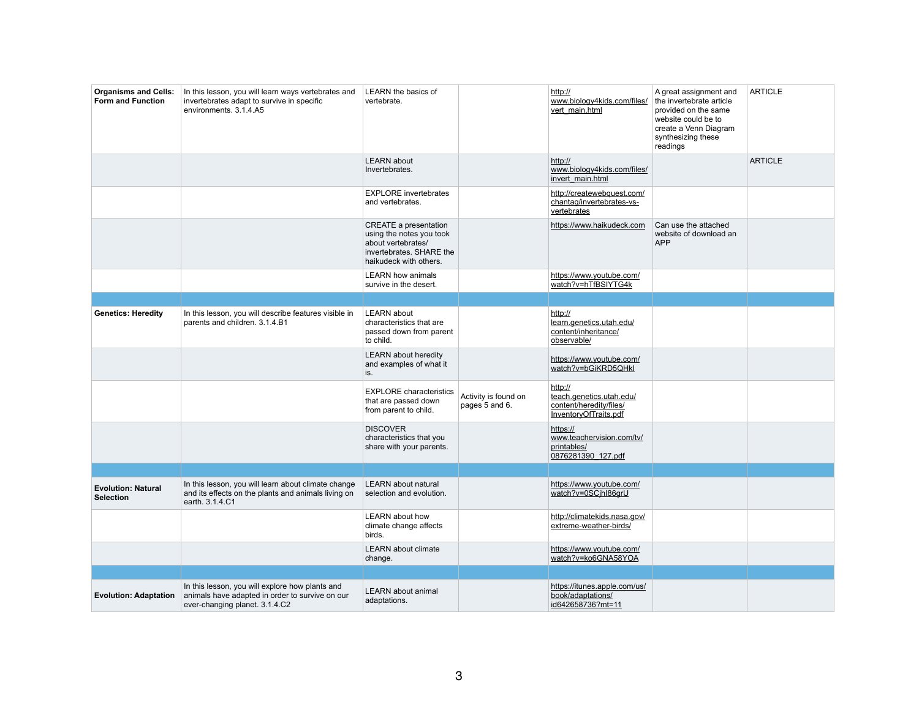| | | | | | | |
|---|---|---|---|---|---|---|
| **Organisms and Cells: Form and Function** | In this lesson, you will learn ways vertebrates and invertebrates adapt to survive in specific environments. 3.1.4.A5 | LEARN the basics of vertebrate. | | http://www.biology4kids.com/files/vert_main.html | A great assignment and the invertebrate article provided on the same website could be to create a Venn Diagram synthesizing these readings | ARTICLE |
| | | LEARN about Invertebrates. | | http://www.biology4kids.com/files/invert_main.html | | ARTICLE |
| | | EXPLORE invertebrates and vertebrates. | | http://createwebquest.com/chantag/invertebrates-vs-vertebrates | | |
| | | CREATE a presentation using the notes you took about vertebrates/invertebrates. SHARE the haikudeck with others. | | https://www.haikudeck.com | Can use the attached website of download an APP | |
| | | LEARN how animals survive in the desert. | | https://www.youtube.com/watch?v=hTfBSIYTG4k | | |
| | | | | | | |
| **Genetics: Heredity** | In this lesson, you will describe features visible in parents and children. 3.1.4.B1 | LEARN about characteristics that are passed down from parent to child. | | http://learn.genetics.utah.edu/content/inheritance/observable/ | | |
| | | LEARN about heredity and examples of what it is. | | https://www.youtube.com/watch?v=bGiKRD5QHkI | | |
| | | EXPLORE characteristics that are passed down from parent to child. | Activity is found on pages 5 and 6. | http://teach.genetics.utah.edu/content/heredity/files/InventoryOfTraits.pdf | | |
| | | DISCOVER characteristics that you share with your parents. | | https://www.teachervision.com/tv/printables/0876281390_127.pdf | | |
| | | | | | | |
| **Evolution: Natural Selection** | In this lesson, you will learn about climate change and its effects on the plants and animals living on earth. 3.1.4.C1 | LEARN about natural selection and evolution. | | https://www.youtube.com/watch?v=0SCjhI86grU | | |
| | | LEARN about how climate change affects birds. | | http://climatekids.nasa.gov/extreme-weather-birds/ | | |
| | | LEARN about climate change. | | https://www.youtube.com/watch?v=ko6GNA58YOA | | |
| | | | | | | |
| **Evolution: Adaptation** | In this lesson, you will explore how plants and animals have adapted in order to survive on our ever-changing planet. 3.1.4.C2 | LEARN about animal adaptations. | | https://itunes.apple.com/us/book/adaptations/id642658736?mt=11 | | |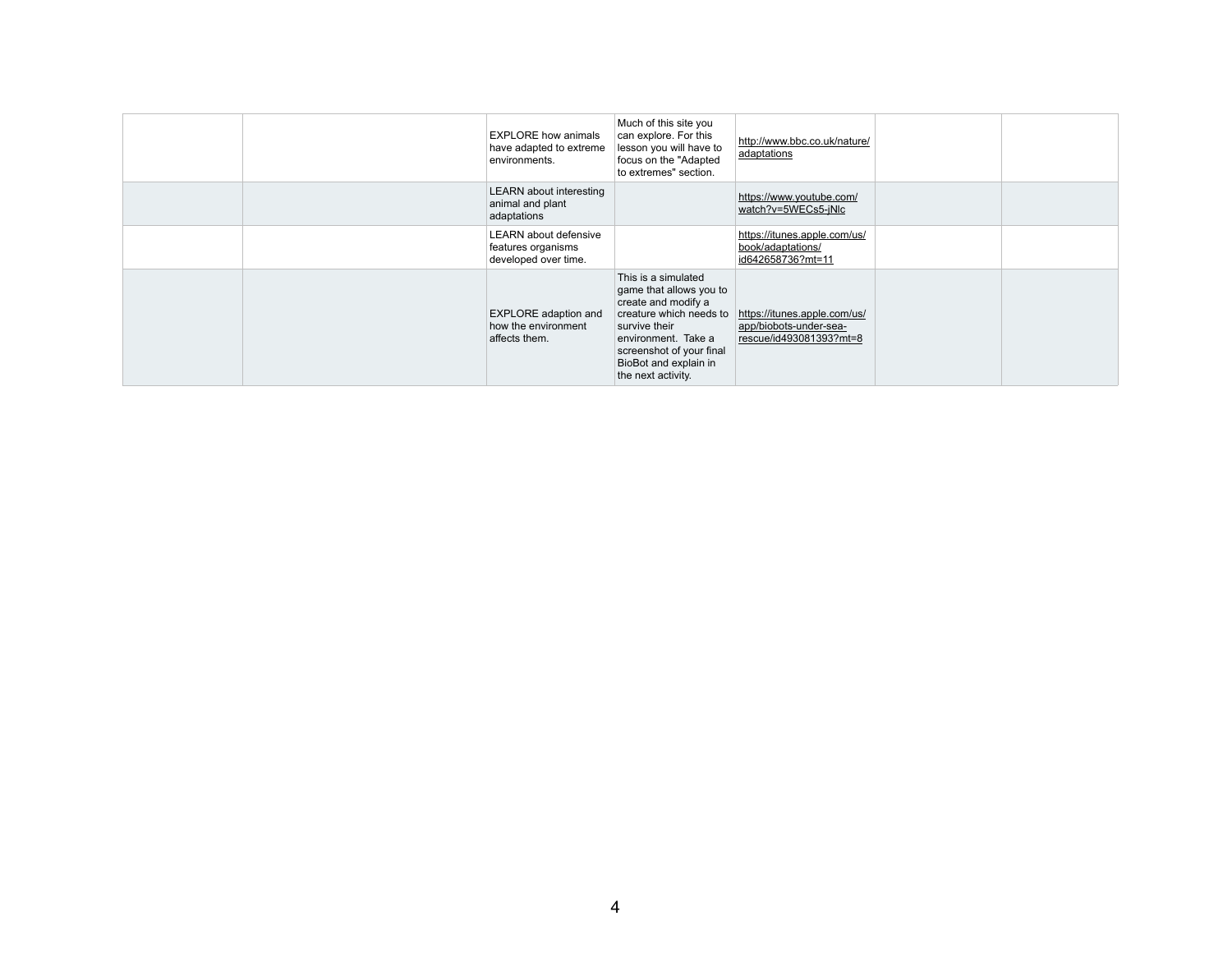| | | | | | | |
|---|---|---|---|---|---|---|
| | | EXPLORE how animals have adapted to extreme environments. | Much of this site you can explore. For this lesson you will have to focus on the "Adapted to extremes" section. | http://www.bbc.co.uk/nature/adaptations | | |
| | | LEARN about interesting animal and plant adaptations | | https://www.youtube.com/watch?v=5WECs5-jNlc | | |
| | | LEARN about defensive features organisms developed over time. | | https://itunes.apple.com/us/book/adaptations/id642658736?mt=11 | | |
| | | EXPLORE adaption and how the environment affects them. | This is a simulated game that allows you to create and modify a creature which needs to survive their environment. Take a screenshot of your final BioBot and explain in the next activity. | https://itunes.apple.com/us/app/biobots-under-sea-rescue/id493081393?mt=8 | | |